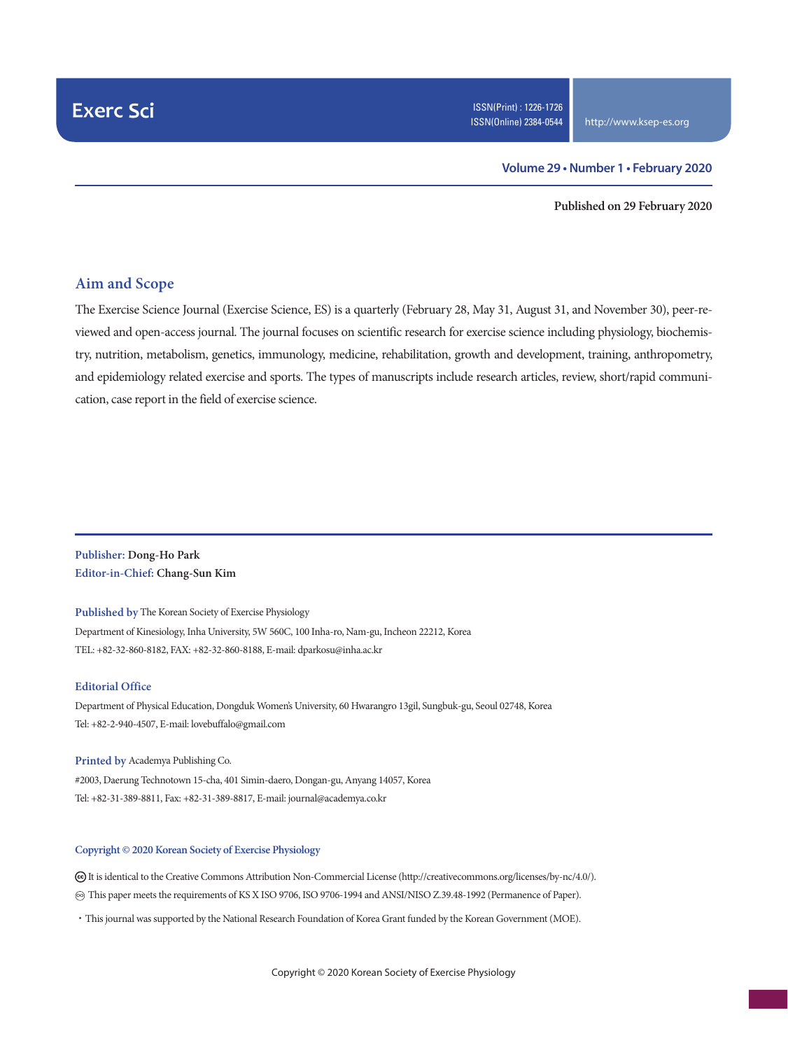# Exerc Sci

ISSN(Print) : 1226-1726
ISSN(Online) 2384-0544

http://www.ksep-es.org

**Volume 29 • Number 1 • February 2020**

**Published on 29 February 2020**

## Aim and Scope

The Exercise Science Journal (Exercise Science, ES) is a quarterly (February 28, May 31, August 31, and November 30), peer-reviewed and open-access journal. The journal focuses on scientific research for exercise science including physiology, biochemistry, nutrition, metabolism, genetics, immunology, medicine, rehabilitation, growth and development, training, anthropometry, and epidemiology related exercise and sports. The types of manuscripts include research articles, review, short/rapid communication, case report in the field of exercise science.

**Publisher:** **Dong-Ho Park**
**Editor-in-Chief:** **Chang-Sun Kim**

**Published by** The Korean Society of Exercise Physiology
Department of Kinesiology, Inha University, 5W 560C, 100 Inha-ro, Nam-gu, Incheon 22212, Korea
TEL: +82-32-860-8182, FAX: +82-32-860-8188, E-mail: dparkosu@inha.ac.kr

**Editorial Office**
Department of Physical Education, Dongduk Women's University, 60 Hwarangro 13gil, Sungbuk-gu, Seoul 02748, Korea
Tel: +82-2-940-4507, E-mail: lovebuffalo@gmail.com

**Printed by** Academya Publishing Co.
#2003, Daerung Technotown 15-cha, 401 Simin-daero, Dongan-gu, Anyang 14057, Korea
Tel: +82-31-389-8811, Fax: +82-31-389-8817, E-mail: journal@academya.co.kr

**Copyright © 2020 Korean Society of Exercise Physiology**

It is identical to the Creative Commons Attribution Non-Commercial License (http://creativecommons.org/licenses/by-nc/4.0/).
This paper meets the requirements of KS X ISO 9706, ISO 9706-1994 and ANSI/NISO Z.39.48-1992 (Permanence of Paper).

・This journal was supported by the National Research Foundation of Korea Grant funded by the Korean Government (MOE).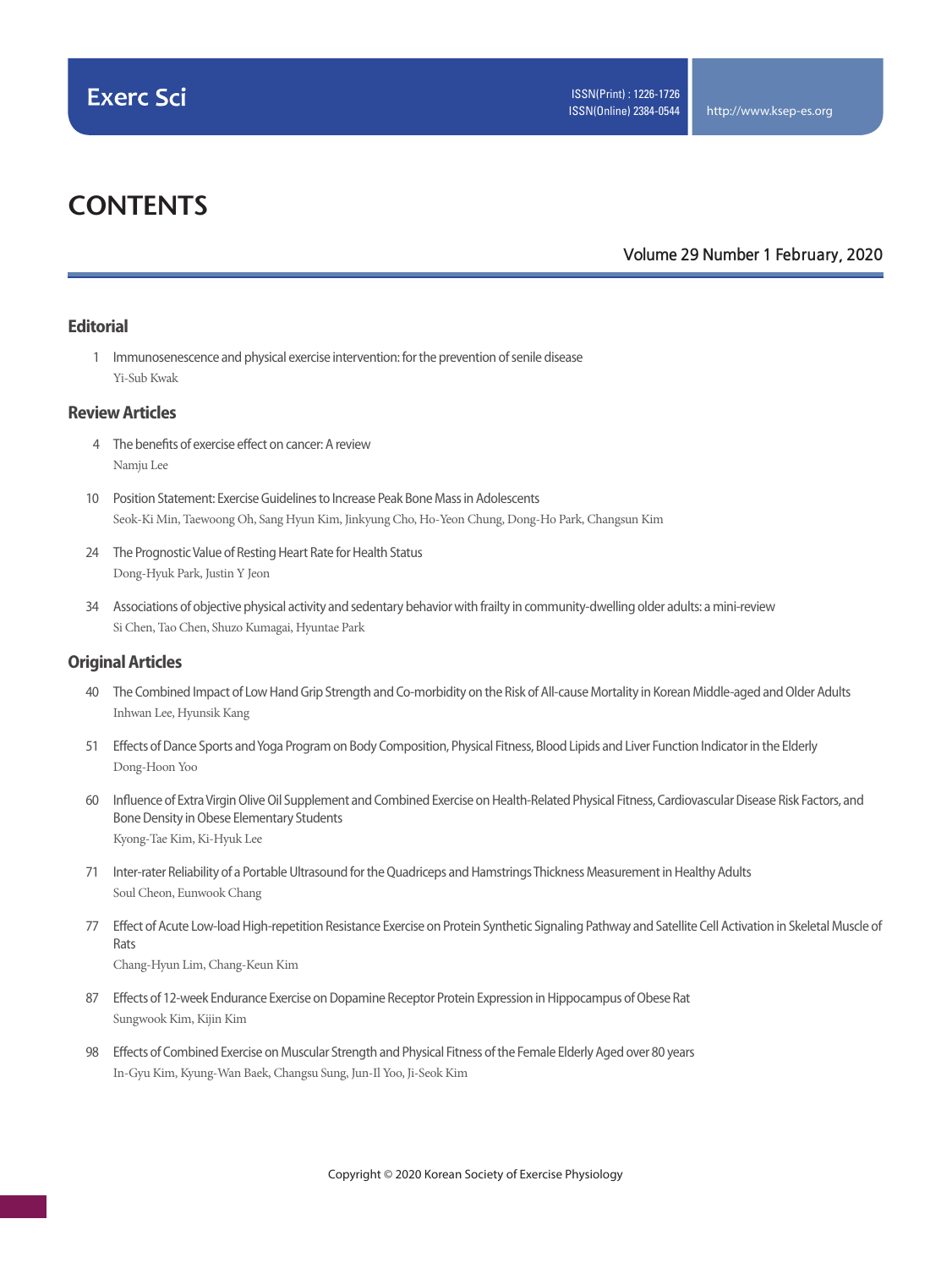# CONTENTS

Volume 29 Number 1 February, 2020

## Editorial

1 Immunosenescence and physical exercise intervention: for the prevention of senile disease
Yi-Sub Kwak

## Review Articles

4 The benefits of exercise effect on cancer: A review
Namju Lee

10 Position Statement: Exercise Guidelines to Increase Peak Bone Mass in Adolescents
Seok-Ki Min, Taewoong Oh, Sang Hyun Kim, Jinkyung Cho, Ho-Yeon Chung, Dong-Ho Park, Changsun Kim

24 The Prognostic Value of Resting Heart Rate for Health Status
Dong-Hyuk Park, Justin Y Jeon

34 Associations of objective physical activity and sedentary behavior with frailty in community-dwelling older adults: a mini-review
Si Chen, Tao Chen, Shuzo Kumagai, Hyuntae Park

## Original Articles

40 The Combined Impact of Low Hand Grip Strength and Co-morbidity on the Risk of All-cause Mortality in Korean Middle-aged and Older Adults
Inhwan Lee, Hyunsik Kang

51 Effects of Dance Sports and Yoga Program on Body Composition, Physical Fitness, Blood Lipids and Liver Function Indicator in the Elderly
Dong-Hoon Yoo

60 Influence of Extra Virgin Olive Oil Supplement and Combined Exercise on Health-Related Physical Fitness, Cardiovascular Disease Risk Factors, and Bone Density in Obese Elementary Students
Kyong-Tae Kim, Ki-Hyuk Lee

71 Inter-rater Reliability of a Portable Ultrasound for the Quadriceps and Hamstrings Thickness Measurement in Healthy Adults
Soul Cheon, Eunwook Chang

77 Effect of Acute Low-load High-repetition Resistance Exercise on Protein Synthetic Signaling Pathway and Satellite Cell Activation in Skeletal Muscle of Rats
Chang-Hyun Lim, Chang-Keun Kim

87 Effects of 12-week Endurance Exercise on Dopamine Receptor Protein Expression in Hippocampus of Obese Rat
Sungwook Kim, Kijin Kim

98 Effects of Combined Exercise on Muscular Strength and Physical Fitness of the Female Elderly Aged over 80 years
In-Gyu Kim, Kyung-Wan Baek, Changsu Sung, Jun-Il Yoo, Ji-Seok Kim

Copyright © 2020 Korean Society of Exercise Physiology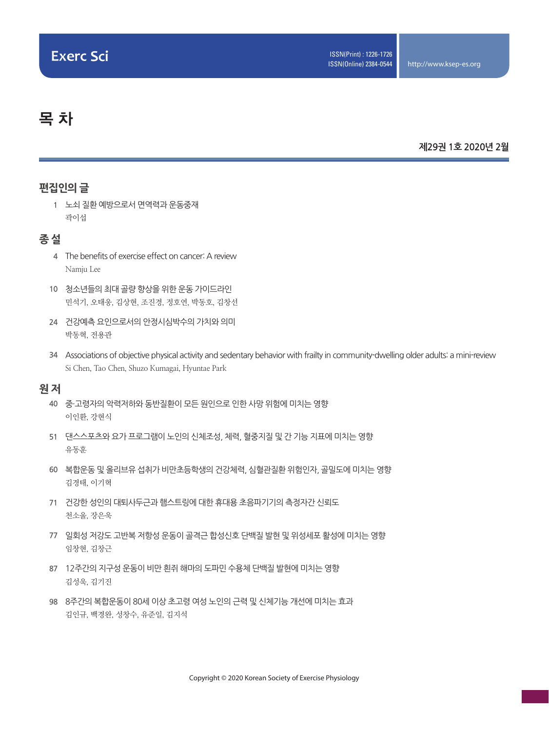# 목 차

**제29권 1호 2020년 2월**

## 편집인의 글

1 노쇠 질환 예방으로서 면역력과 운동중재
곽이섭

## 종 설

4 The benefits of exercise effect on cancer: A review
Namju Lee

10 청소년들의 최대 골량 향상을 위한 운동 가이드라인
민석기, 오태웅, 김상현, 조진경, 정호연, 박동호, 김창선

24 건강예측 요인으로서의 안정시심박수의 가치와 의미
박동혁, 전용관

34 Associations of objective physical activity and sedentary behavior with frailty in community-dwelling older adults: a mini-review
Si Chen, Tao Chen, Shuzo Kumagai, Hyuntae Park

## 원 저

40 중·고령자의 악력저하와 동반질환이 모든 원인으로 인한 사망 위험에 미치는 영향
이인환, 강현식

51 댄스스포츠와 요가 프로그램이 노인의 신체조성, 체력, 혈중지질 및 간 기능 지표에 미치는 영향
유동훈

60 복합운동 및 올리브유 섭취가 비만초등학생의 건강체력, 심혈관질환 위험인자, 골밀도에 미치는 영향
김경태, 이기혁

71 건강한 성인의 대퇴사두근과 햄스트링에 대한 휴대용 초음파기기의 측정자간 신뢰도
천소울, 장은욱

77 일회성 저강도 고반복 저항성 운동이 골격근 합성신호 단백질 발현 및 위성세포 활성에 미치는 영향
임창현, 김창근

87 12주간의 지구성 운동이 비만 흰쥐 해마의 도파민 수용체 단백질 발현에 미치는 영향
김성욱, 김기진

98 8주간의 복합운동이 80세 이상 초고령 여성 노인의 근력 및 신체기능 개선에 미치는 효과
김인규, 백경완, 성창수, 유준일, 김지석

Copyright © 2020 Korean Society of Exercise Physiology